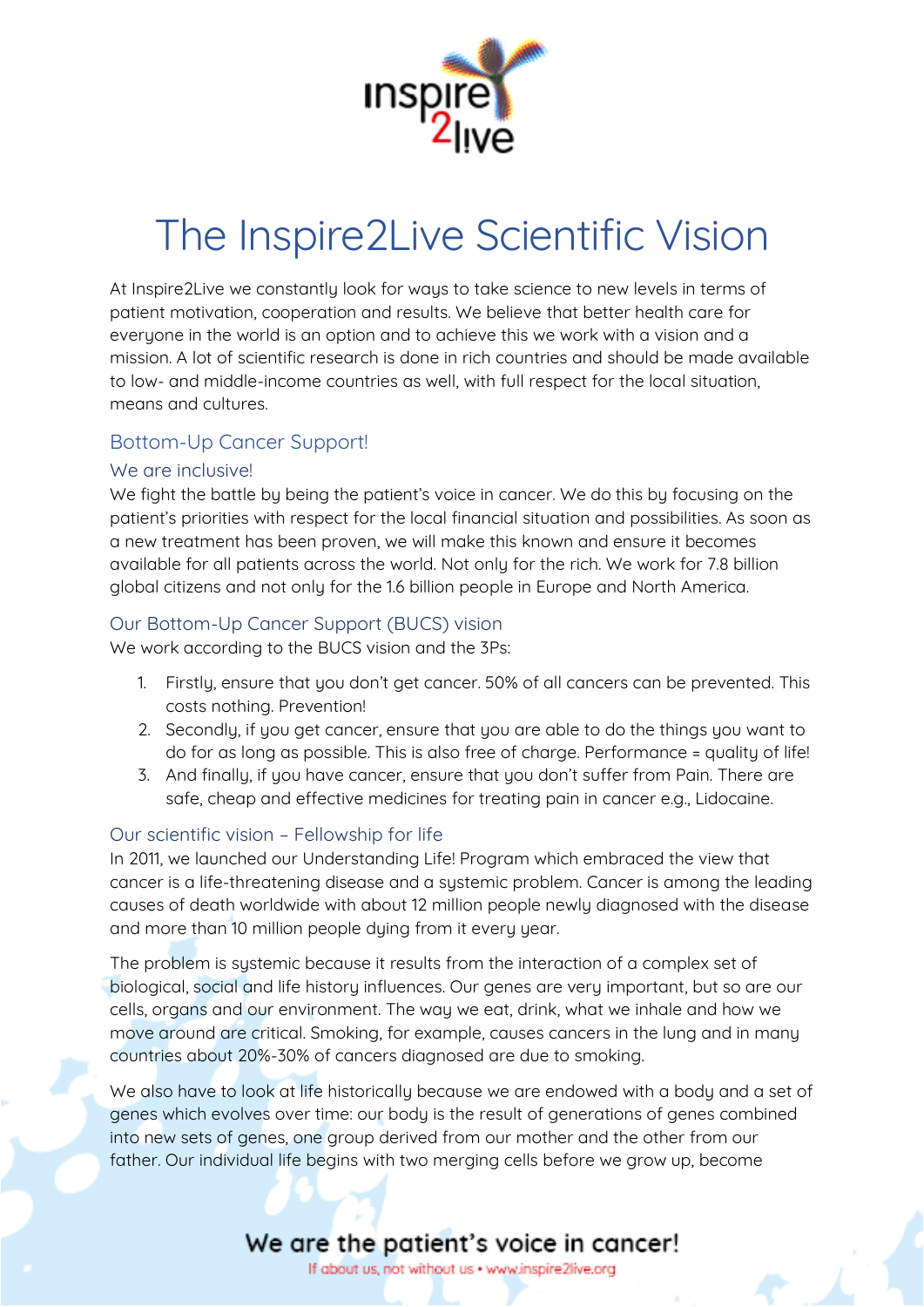# The Inspire2Live Scientific Vision

At Inspire2Live we constantly look for ways to take science to new levels in terms of patient motivation, cooperation and results. We believe that better health care for everyone in the world is an option and to achieve this we work with a vision and a mission. A lot of scientific research is done in rich countries and should be made available to low- and middle-income countries as well, with full respect for the local situation, means and cultures.

## Bottom-Up Cancer Support!

### We are inclusive!

We fight the battle by being the patient's voice in cancer. We do this by focusing on the patient's priorities with respect for the local financial situation and possibilities. As soon as a new treatment has been proven, we will make this known and ensure it becomes available for all patients across the world. Not only for the rich. We work for 7.8 billion global citizens and not only for the 1.6 billion people in Europe and North America.

### Our Bottom-Up Cancer Support (BUCS) vision

We work according to the BUCS vision and the 3Ps:

1. Firstly, ensure that you don't get cancer. 50% of all cancers can be prevented. This costs nothing. Prevention!
2. Secondly, if you get cancer, ensure that you are able to do the things you want to do for as long as possible. This is also free of charge. Performance = quality of life!
3. And finally, if you have cancer, ensure that you don't suffer from Pain. There are safe, cheap and effective medicines for treating pain in cancer e.g., Lidocaine.

### Our scientific vision – Fellowship for life

In 2011, we launched our Understanding Life! Program which embraced the view that cancer is a life-threatening disease and a systemic problem. Cancer is among the leading causes of death worldwide with about 12 million people newly diagnosed with the disease and more than 10 million people dying from it every year.

The problem is systemic because it results from the interaction of a complex set of biological, social and life history influences. Our genes are very important, but so are our cells, organs and our environment. The way we eat, drink, what we inhale and how we move around are critical. Smoking, for example, causes cancers in the lung and in many countries about 20%-30% of cancers diagnosed are due to smoking.

We also have to look at life historically because we are endowed with a body and a set of genes which evolves over time: our body is the result of generations of genes combined into new sets of genes, one group derived from our mother and the other from our father. Our individual life begins with two merging cells before we grow up, become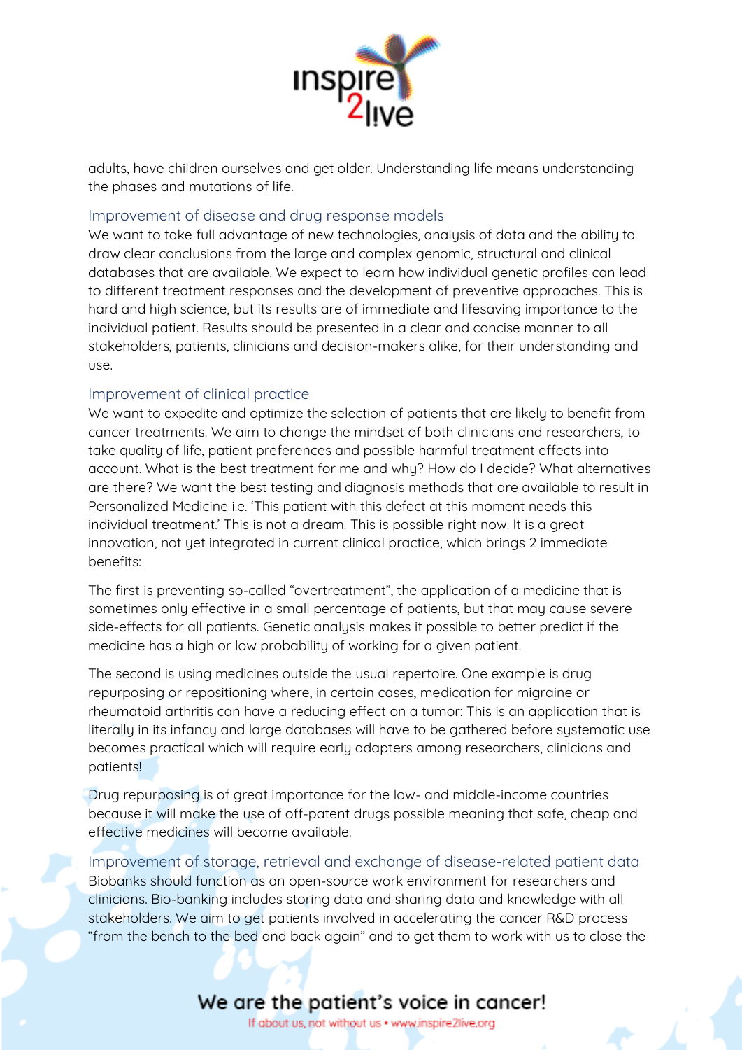adults, have children ourselves and get older. Understanding life means understanding the phases and mutations of life.

## Improvement of disease and drug response models

We want to take full advantage of new technologies, analysis of data and the ability to draw clear conclusions from the large and complex genomic, structural and clinical databases that are available. We expect to learn how individual genetic profiles can lead to different treatment responses and the development of preventive approaches. This is hard and high science, but its results are of immediate and lifesaving importance to the individual patient. Results should be presented in a clear and concise manner to all stakeholders, patients, clinicians and decision-makers alike, for their understanding and use.

## Improvement of clinical practice

We want to expedite and optimize the selection of patients that are likely to benefit from cancer treatments. We aim to change the mindset of both clinicians and researchers, to take quality of life, patient preferences and possible harmful treatment effects into account. What is the best treatment for me and why? How do I decide? What alternatives are there? We want the best testing and diagnosis methods that are available to result in Personalized Medicine i.e. 'This patient with this defect at this moment needs this individual treatment.' This is not a dream. This is possible right now. It is a great innovation, not yet integrated in current clinical practice, which brings 2 immediate benefits:

The first is preventing so-called "overtreatment", the application of a medicine that is sometimes only effective in a small percentage of patients, but that may cause severe side-effects for all patients. Genetic analysis makes it possible to better predict if the medicine has a high or low probability of working for a given patient.

The second is using medicines outside the usual repertoire. One example is drug repurposing or repositioning where, in certain cases, medication for migraine or rheumatoid arthritis can have a reducing effect on a tumor: This is an application that is literally in its infancy and large databases will have to be gathered before systematic use becomes practical which will require early adapters among researchers, clinicians and patients!

Drug repurposing is of great importance for the low- and middle-income countries because it will make the use of off-patent drugs possible meaning that safe, cheap and effective medicines will become available.

## Improvement of storage, retrieval and exchange of disease-related patient data

Biobanks should function as an open-source work environment for researchers and clinicians. Bio-banking includes storing data and sharing data and knowledge with all stakeholders. We aim to get patients involved in accelerating the cancer R&D process "from the bench to the bed and back again" and to get them to work with us to close the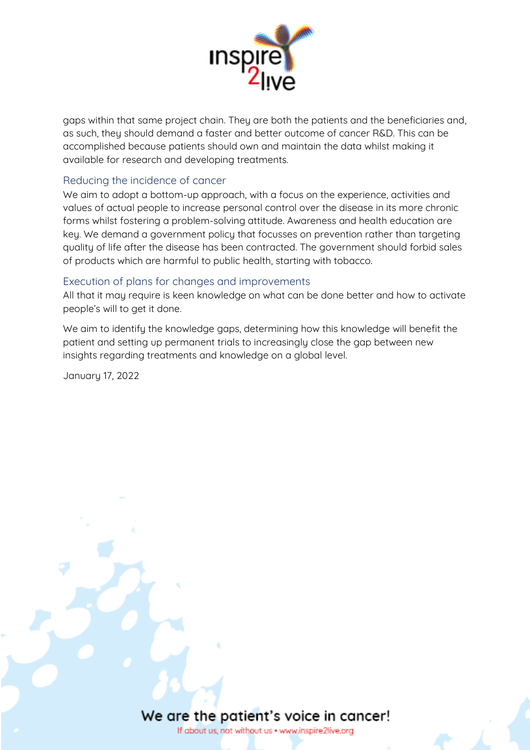gaps within that same project chain. They are both the patients and the beneficiaries and, as such, they should demand a faster and better outcome of cancer R&D. This can be accomplished because patients should own and maintain the data whilst making it available for research and developing treatments.

## Reducing the incidence of cancer

We aim to adopt a bottom-up approach, with a focus on the experience, activities and values of actual people to increase personal control over the disease in its more chronic forms whilst fostering a problem-solving attitude. Awareness and health education are key. We demand a government policy that focusses on prevention rather than targeting quality of life after the disease has been contracted. The government should forbid sales of products which are harmful to public health, starting with tobacco.

## Execution of plans for changes and improvements

All that it may require is keen knowledge on what can be done better and how to activate people's will to get it done.

We aim to identify the knowledge gaps, determining how this knowledge will benefit the patient and setting up permanent trials to increasingly close the gap between new insights regarding treatments and knowledge on a global level.

January 17, 2022